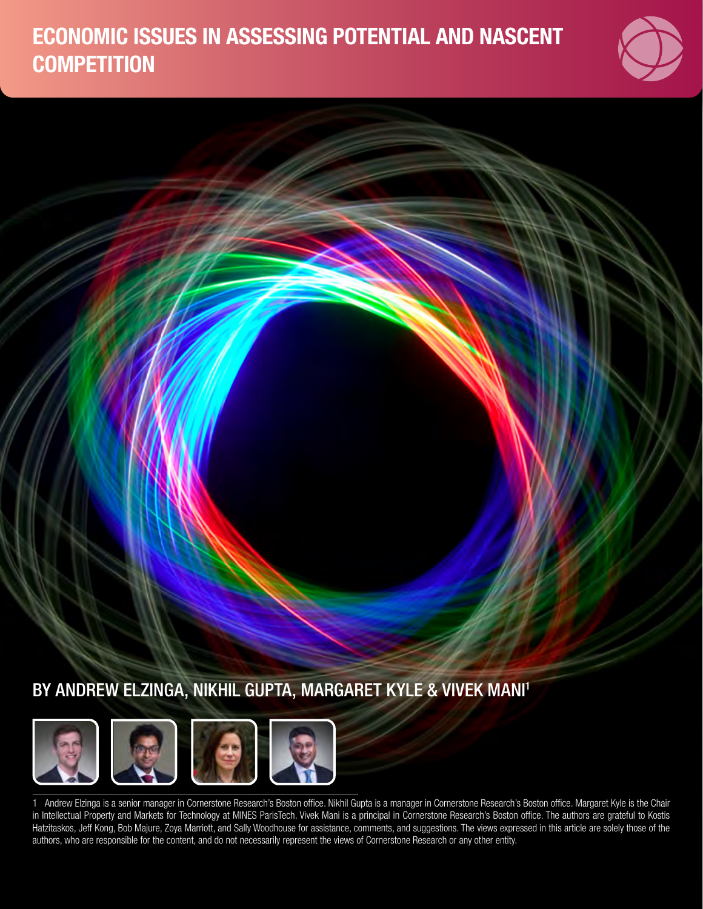# ECONOMIC ISSUES IN ASSESSING POTENTIAL AND NASCENT COMPETITION

## BY ANDREW ELZINGA, NIKHIL GUPTA, MARGARET KYLE & VIVEK MANI[1]

1 Andrew Elzinga is a senior manager in Cornerstone Research's Boston office. Nikhil Gupta is a manager in Cornerstone Research's Boston office. Margaret Kyle is the Chair in Intellectual Property and Markets for Technology at MINES ParisTech. Vivek Mani is a principal in Cornerstone Research's Boston office. The authors are grateful to Kostis Hatzitaskos, Jeff Kong, Bob Majure, Zoya Marriott, and Sally Woodhouse for assistance, comments, and suggestions. The views expressed in this article are solely those of the authors, who are responsible for the content, and do not necessarily represent the views of Cornerstone Research or any other entity.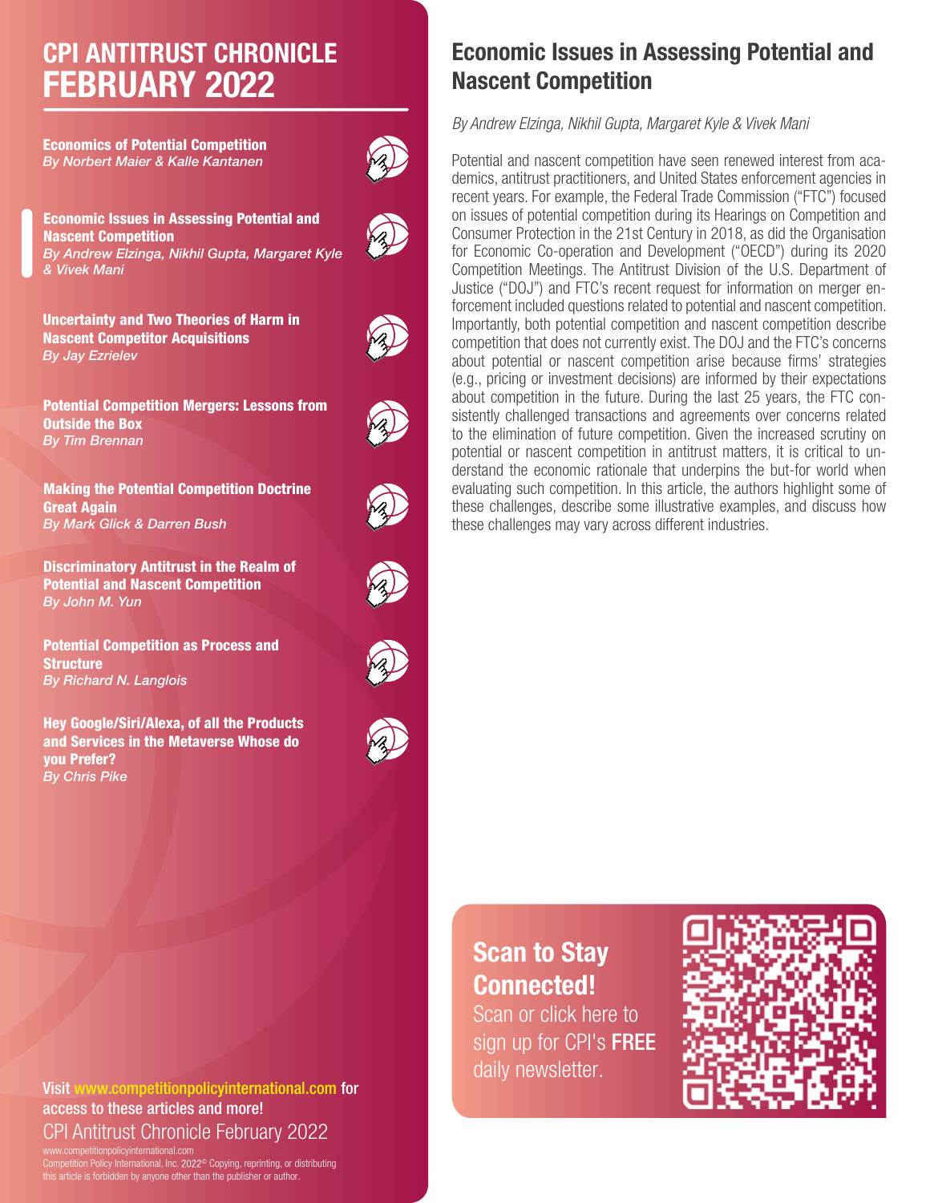# CPI ANTITRUST CHRONICLE FEBRUARY 2022

**Economics of Potential Competition**
*By Norbert Maier & Kalle Kantanen*

**Economic Issues in Assessing Potential and Nascent Competition**
*By Andrew Elzinga, Nikhil Gupta, Margaret Kyle & Vivek Mani*

**Uncertainty and Two Theories of Harm in Nascent Competitor Acquisitions**
*By Jay Ezrielev*

**Potential Competition Mergers: Lessons from Outside the Box**
*By Tim Brennan*

**Making the Potential Competition Doctrine Great Again**
*By Mark Glick & Darren Bush*

**Discriminatory Antitrust in the Realm of Potential and Nascent Competition**
*By John M. Yun*

**Potential Competition as Process and Structure**
*By Richard N. Langlois*

**Hey Google/Siri/Alexa, of all the Products and Services in the Metaverse Whose do you Prefer?**
*By Chris Pike*

Visit www.competitionpolicyinternational.com for access to these articles and more!

CPI Antitrust Chronicle February 2022

www.competitionpolicyinternational.com
Competition Policy International, Inc. 2022© Copying, reprinting, or distributing this article is forbidden by anyone other than the publisher or author.

## Economic Issues in Assessing Potential and Nascent Competition

*By Andrew Elzinga, Nikhil Gupta, Margaret Kyle & Vivek Mani*

Potential and nascent competition have seen renewed interest from academics, antitrust practitioners, and United States enforcement agencies in recent years. For example, the Federal Trade Commission ("FTC") focused on issues of potential competition during its Hearings on Competition and Consumer Protection in the 21st Century in 2018, as did the Organisation for Economic Co-operation and Development ("OECD") during its 2020 Competition Meetings. The Antitrust Division of the U.S. Department of Justice ("DOJ") and FTC's recent request for information on merger enforcement included questions related to potential and nascent competition. Importantly, both potential competition and nascent competition describe competition that does not currently exist. The DOJ and the FTC's concerns about potential or nascent competition arise because firms' strategies (e.g., pricing or investment decisions) are informed by their expectations about competition in the future. During the last 25 years, the FTC consistently challenged transactions and agreements over concerns related to the elimination of future competition. Given the increased scrutiny on potential or nascent competition in antitrust matters, it is critical to understand the economic rationale that underpins the but-for world when evaluating such competition. In this article, the authors highlight some of these challenges, describe some illustrative examples, and discuss how these challenges may vary across different industries.

**Scan to Stay Connected!**
Scan or click here to sign up for CPI's **FREE** daily newsletter.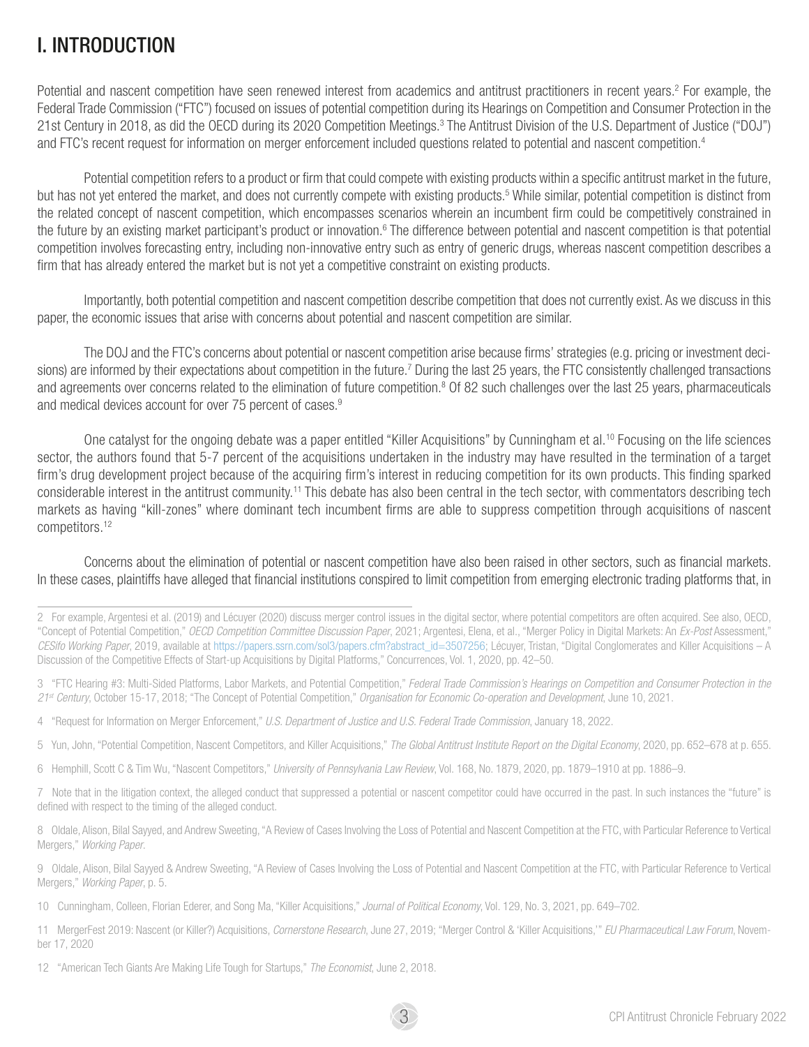# I. INTRODUCTION

Potential and nascent competition have seen renewed interest from academics and antitrust practitioners in recent years.[2] For example, the Federal Trade Commission ("FTC") focused on issues of potential competition during its Hearings on Competition and Consumer Protection in the 21st Century in 2018, as did the OECD during its 2020 Competition Meetings.[3] The Antitrust Division of the U.S. Department of Justice ("DOJ") and FTC's recent request for information on merger enforcement included questions related to potential and nascent competition.[4]

Potential competition refers to a product or firm that could compete with existing products within a specific antitrust market in the future, but has not yet entered the market, and does not currently compete with existing products.[5] While similar, potential competition is distinct from the related concept of nascent competition, which encompasses scenarios wherein an incumbent firm could be competitively constrained in the future by an existing market participant's product or innovation.[6] The difference between potential and nascent competition is that potential competition involves forecasting entry, including non-innovative entry such as entry of generic drugs, whereas nascent competition describes a firm that has already entered the market but is not yet a competitive constraint on existing products.

Importantly, both potential competition and nascent competition describe competition that does not currently exist. As we discuss in this paper, the economic issues that arise with concerns about potential and nascent competition are similar.

The DOJ and the FTC's concerns about potential or nascent competition arise because firms' strategies (e.g. pricing or investment decisions) are informed by their expectations about competition in the future.[7] During the last 25 years, the FTC consistently challenged transactions and agreements over concerns related to the elimination of future competition.[8] Of 82 such challenges over the last 25 years, pharmaceuticals and medical devices account for over 75 percent of cases.[9]

One catalyst for the ongoing debate was a paper entitled "Killer Acquisitions" by Cunningham et al.[10] Focusing on the life sciences sector, the authors found that 5-7 percent of the acquisitions undertaken in the industry may have resulted in the termination of a target firm's drug development project because of the acquiring firm's interest in reducing competition for its own products. This finding sparked considerable interest in the antitrust community.[11] This debate has also been central in the tech sector, with commentators describing tech markets as having "kill-zones" where dominant tech incumbent firms are able to suppress competition through acquisitions of nascent competitors.[12]

Concerns about the elimination of potential or nascent competition have also been raised in other sectors, such as financial markets. In these cases, plaintiffs have alleged that financial institutions conspired to limit competition from emerging electronic trading platforms that, in

---

2 For example, Argentesi et al. (2019) and Lécuyer (2020) discuss merger control issues in the digital sector, where potential competitors are often acquired. See also, OECD, "Concept of Potential Competition," *OECD Competition Committee Discussion Paper*, 2021; Argentesi, Elena, et al., "Merger Policy in Digital Markets: An *Ex-Post* Assessment," *CESifo Working Paper*, 2019, available at https://papers.ssrn.com/sol3/papers.cfm?abstract_id=3507256; Lécuyer, Tristan, "Digital Conglomerates and Killer Acquisitions – A Discussion of the Competitive Effects of Start-up Acquisitions by Digital Platforms," Concurrences, Vol. 1, 2020, pp. 42–50.

3 "FTC Hearing #3: Multi-Sided Platforms, Labor Markets, and Potential Competition," *Federal Trade Commission's Hearings on Competition and Consumer Protection in the 21st Century*, October 15-17, 2018; "The Concept of Potential Competition," *Organisation for Economic Co-operation and Development*, June 10, 2021.

4 "Request for Information on Merger Enforcement," *U.S. Department of Justice and U.S. Federal Trade Commission*, January 18, 2022.

5 Yun, John, "Potential Competition, Nascent Competitors, and Killer Acquisitions," *The Global Antitrust Institute Report on the Digital Economy*, 2020, pp. 652–678 at p. 655.

6 Hemphill, Scott C & Tim Wu, "Nascent Competitors," *University of Pennsylvania Law Review*, Vol. 168, No. 1879, 2020, pp. 1879–1910 at pp. 1886–9.

7 Note that in the litigation context, the alleged conduct that suppressed a potential or nascent competitor could have occurred in the past. In such instances the "future" is defined with respect to the timing of the alleged conduct.

8 Oldale, Alison, Bilal Sayyed, and Andrew Sweeting, "A Review of Cases Involving the Loss of Potential and Nascent Competition at the FTC, with Particular Reference to Vertical Mergers," *Working Paper*.

9 Oldale, Alison, Bilal Sayyed & Andrew Sweeting, "A Review of Cases Involving the Loss of Potential and Nascent Competition at the FTC, with Particular Reference to Vertical Mergers," *Working Paper*, p. 5.

10 Cunningham, Colleen, Florian Ederer, and Song Ma, "Killer Acquisitions," *Journal of Political Economy*, Vol. 129, No. 3, 2021, pp. 649–702.

11 MergerFest 2019: Nascent (or Killer?) Acquisitions, *Cornerstone Research*, June 27, 2019; "Merger Control & 'Killer Acquisitions,'" *EU Pharmaceutical Law Forum*, November 17, 2020

12 "American Tech Giants Are Making Life Tough for Startups," *The Economist*, June 2, 2018.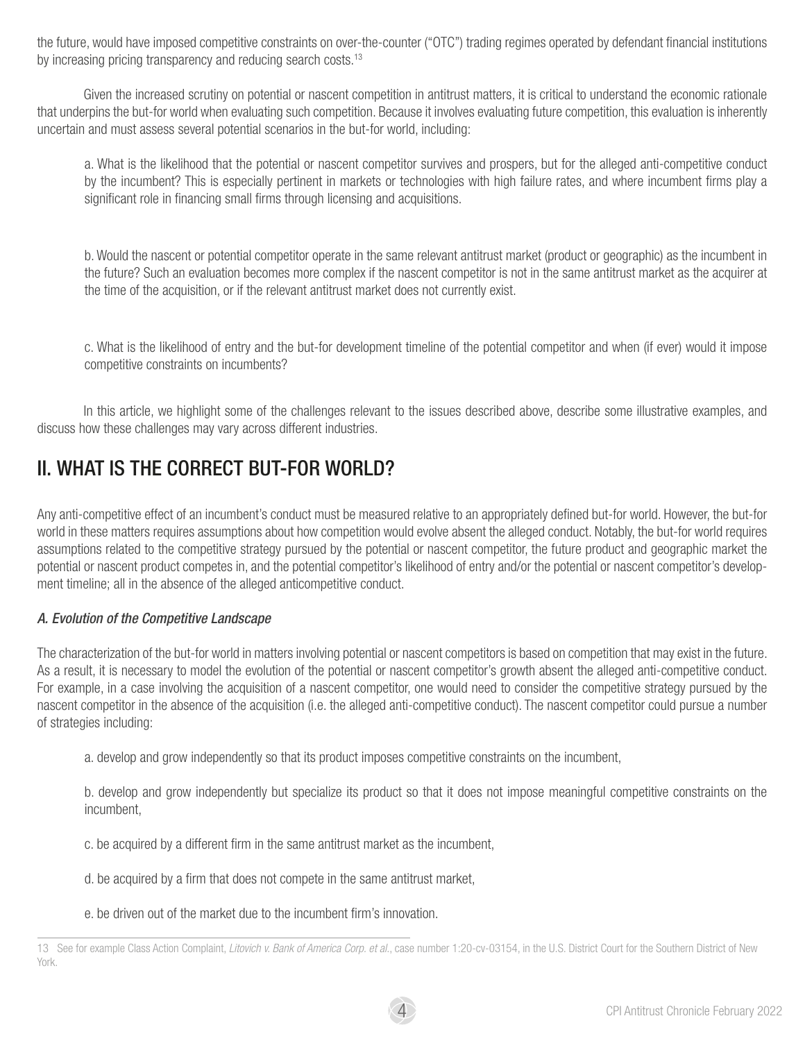the future, would have imposed competitive constraints on over-the-counter ("OTC") trading regimes operated by defendant financial institutions by increasing pricing transparency and reducing search costs.[13]

Given the increased scrutiny on potential or nascent competition in antitrust matters, it is critical to understand the economic rationale that underpins the but-for world when evaluating such competition. Because it involves evaluating future competition, this evaluation is inherently uncertain and must assess several potential scenarios in the but-for world, including:

a. What is the likelihood that the potential or nascent competitor survives and prospers, but for the alleged anti-competitive conduct by the incumbent? This is especially pertinent in markets or technologies with high failure rates, and where incumbent firms play a significant role in financing small firms through licensing and acquisitions.

b. Would the nascent or potential competitor operate in the same relevant antitrust market (product or geographic) as the incumbent in the future? Such an evaluation becomes more complex if the nascent competitor is not in the same antitrust market as the acquirer at the time of the acquisition, or if the relevant antitrust market does not currently exist.

c. What is the likelihood of entry and the but-for development timeline of the potential competitor and when (if ever) would it impose competitive constraints on incumbents?

In this article, we highlight some of the challenges relevant to the issues described above, describe some illustrative examples, and discuss how these challenges may vary across different industries.

## II. WHAT IS THE CORRECT BUT-FOR WORLD?

Any anti-competitive effect of an incumbent's conduct must be measured relative to an appropriately defined but-for world. However, the but-for world in these matters requires assumptions about how competition would evolve absent the alleged conduct. Notably, the but-for world requires assumptions related to the competitive strategy pursued by the potential or nascent competitor, the future product and geographic market the potential or nascent product competes in, and the potential competitor's likelihood of entry and/or the potential or nascent competitor's development timeline; all in the absence of the alleged anticompetitive conduct.

### *A. Evolution of the Competitive Landscape*

The characterization of the but-for world in matters involving potential or nascent competitors is based on competition that may exist in the future. As a result, it is necessary to model the evolution of the potential or nascent competitor's growth absent the alleged anti-competitive conduct. For example, in a case involving the acquisition of a nascent competitor, one would need to consider the competitive strategy pursued by the nascent competitor in the absence of the acquisition (i.e. the alleged anti-competitive conduct). The nascent competitor could pursue a number of strategies including:

a. develop and grow independently so that its product imposes competitive constraints on the incumbent,

b. develop and grow independently but specialize its product so that it does not impose meaningful competitive constraints on the incumbent,

c. be acquired by a different firm in the same antitrust market as the incumbent,

d. be acquired by a firm that does not compete in the same antitrust market,

e. be driven out of the market due to the incumbent firm's innovation.

---

13 See for example Class Action Complaint, *Litovich v. Bank of America Corp. et al.*, case number 1:20-cv-03154, in the U.S. District Court for the Southern District of New York.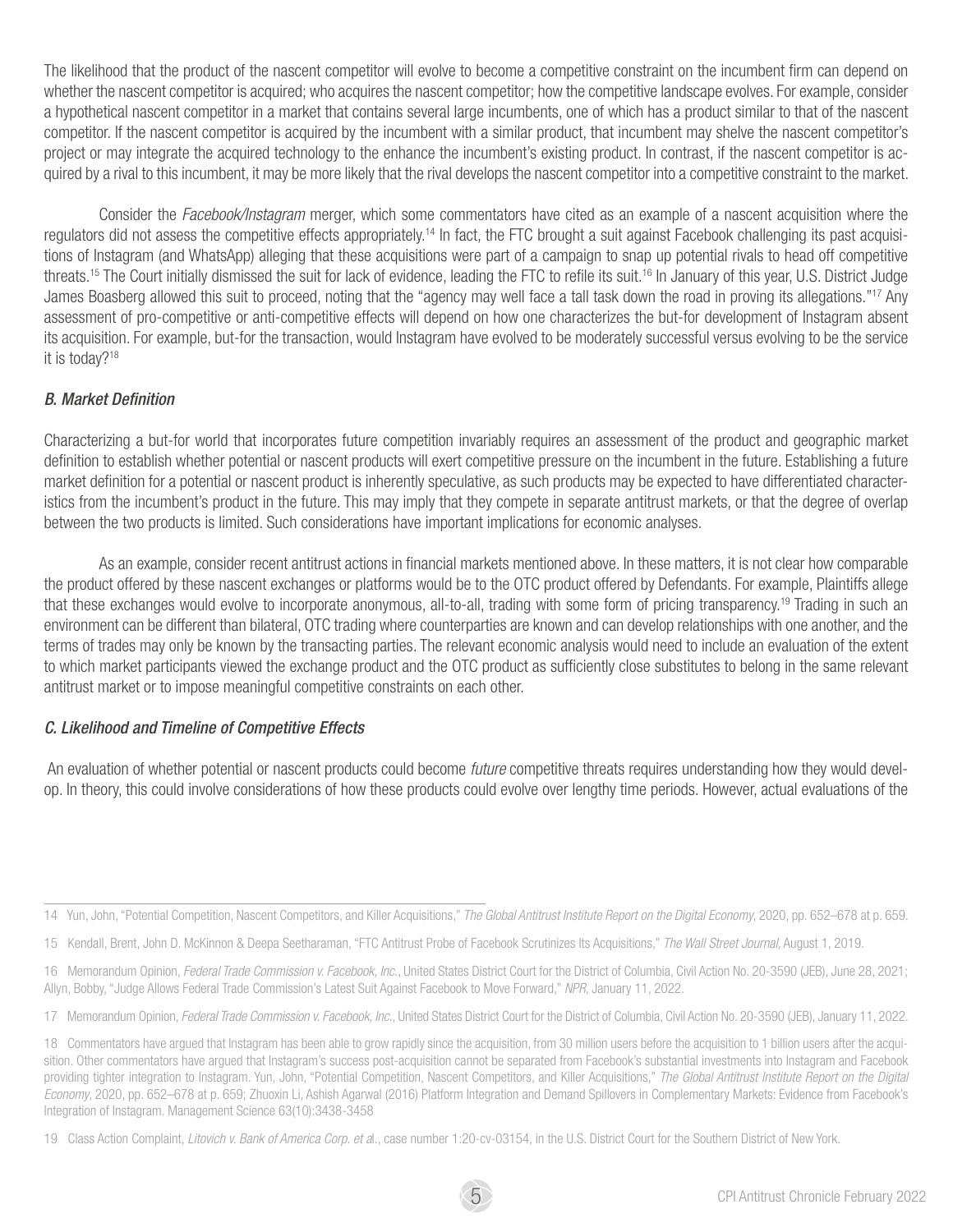The likelihood that the product of the nascent competitor will evolve to become a competitive constraint on the incumbent firm can depend on whether the nascent competitor is acquired; who acquires the nascent competitor; how the competitive landscape evolves. For example, consider a hypothetical nascent competitor in a market that contains several large incumbents, one of which has a product similar to that of the nascent competitor. If the nascent competitor is acquired by the incumbent with a similar product, that incumbent may shelve the nascent competitor's project or may integrate the acquired technology to the enhance the incumbent's existing product. In contrast, if the nascent competitor is acquired by a rival to this incumbent, it may be more likely that the rival develops the nascent competitor into a competitive constraint to the market.

Consider the *Facebook/Instagram* merger, which some commentators have cited as an example of a nascent acquisition where the regulators did not assess the competitive effects appropriately.[14] In fact, the FTC brought a suit against Facebook challenging its past acquisitions of Instagram (and WhatsApp) alleging that these acquisitions were part of a campaign to snap up potential rivals to head off competitive threats.[15] The Court initially dismissed the suit for lack of evidence, leading the FTC to refile its suit.[16] In January of this year, U.S. District Judge James Boasberg allowed this suit to proceed, noting that the "agency may well face a tall task down the road in proving its allegations."[17] Any assessment of pro-competitive or anti-competitive effects will depend on how one characterizes the but-for development of Instagram absent its acquisition. For example, but-for the transaction, would Instagram have evolved to be moderately successful versus evolving to be the service it is today?[18]

### *B. Market Definition*

Characterizing a but-for world that incorporates future competition invariably requires an assessment of the product and geographic market definition to establish whether potential or nascent products will exert competitive pressure on the incumbent in the future. Establishing a future market definition for a potential or nascent product is inherently speculative, as such products may be expected to have differentiated characteristics from the incumbent's product in the future. This may imply that they compete in separate antitrust markets, or that the degree of overlap between the two products is limited. Such considerations have important implications for economic analyses.

As an example, consider recent antitrust actions in financial markets mentioned above. In these matters, it is not clear how comparable the product offered by these nascent exchanges or platforms would be to the OTC product offered by Defendants. For example, Plaintiffs allege that these exchanges would evolve to incorporate anonymous, all-to-all, trading with some form of pricing transparency.[19] Trading in such an environment can be different than bilateral, OTC trading where counterparties are known and can develop relationships with one another, and the terms of trades may only be known by the transacting parties. The relevant economic analysis would need to include an evaluation of the extent to which market participants viewed the exchange product and the OTC product as sufficiently close substitutes to belong in the same relevant antitrust market or to impose meaningful competitive constraints on each other.

### *C. Likelihood and Timeline of Competitive Effects*

An evaluation of whether potential or nascent products could become *future* competitive threats requires understanding how they would develop. In theory, this could involve considerations of how these products could evolve over lengthy time periods. However, actual evaluations of the

---

14 Yun, John, "Potential Competition, Nascent Competitors, and Killer Acquisitions," *The Global Antitrust Institute Report on the Digital Economy*, 2020, pp. 652–678 at p. 659.

15 Kendall, Brent, John D. McKinnon & Deepa Seetharaman, "FTC Antitrust Probe of Facebook Scrutinizes Its Acquisitions," *The Wall Street Journal*, August 1, 2019.

16 Memorandum Opinion, *Federal Trade Commission v. Facebook, Inc.*, United States District Court for the District of Columbia, Civil Action No. 20-3590 (JEB), June 28, 2021; Allyn, Bobby, "Judge Allows Federal Trade Commission's Latest Suit Against Facebook to Move Forward," *NPR*, January 11, 2022.

17 Memorandum Opinion, *Federal Trade Commission v. Facebook, Inc.*, United States District Court for the District of Columbia, Civil Action No. 20-3590 (JEB), January 11, 2022.

18 Commentators have argued that Instagram has been able to grow rapidly since the acquisition, from 30 million users before the acquisition to 1 billion users after the acquisition. Other commentators have argued that Instagram's success post-acquisition cannot be separated from Facebook's substantial investments into Instagram and Facebook providing tighter integration to Instagram. Yun, John, "Potential Competition, Nascent Competitors, and Killer Acquisitions," *The Global Antitrust Institute Report on the Digital Economy*, 2020, pp. 652–678 at p. 659; Zhuoxin Li, Ashish Agarwal (2016) Platform Integration and Demand Spillovers in Complementary Markets: Evidence from Facebook's Integration of Instagram. Management Science 63(10):3438-3458

19 Class Action Complaint, *Litovich v. Bank of America Corp. et a*l., case number 1:20-cv-03154, in the U.S. District Court for the Southern District of New York.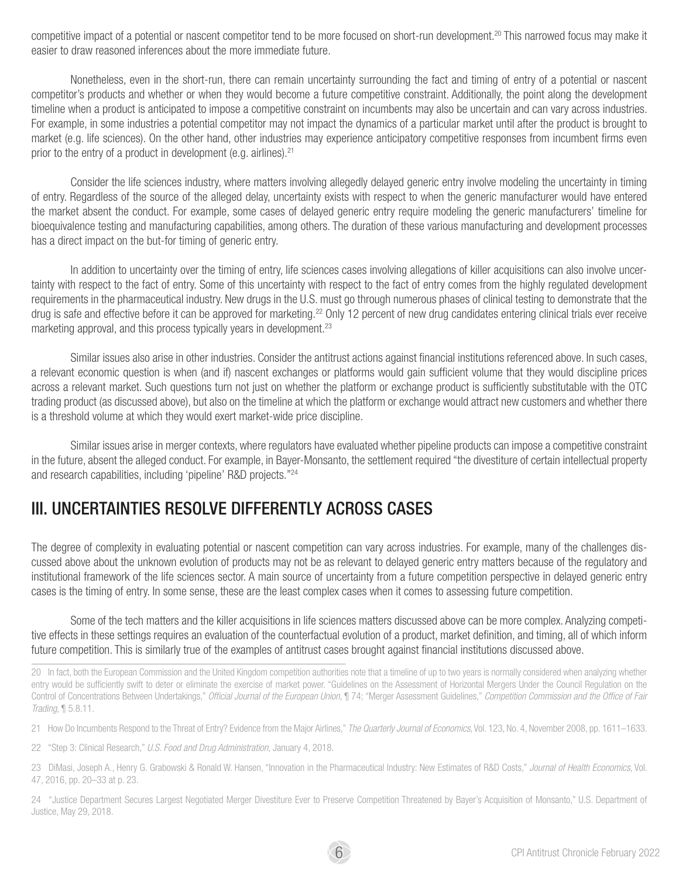competitive impact of a potential or nascent competitor tend to be more focused on short-run development.[20] This narrowed focus may make it easier to draw reasoned inferences about the more immediate future.

Nonetheless, even in the short-run, there can remain uncertainty surrounding the fact and timing of entry of a potential or nascent competitor's products and whether or when they would become a future competitive constraint. Additionally, the point along the development timeline when a product is anticipated to impose a competitive constraint on incumbents may also be uncertain and can vary across industries. For example, in some industries a potential competitor may not impact the dynamics of a particular market until after the product is brought to market (e.g. life sciences). On the other hand, other industries may experience anticipatory competitive responses from incumbent firms even prior to the entry of a product in development (e.g. airlines).[21]

Consider the life sciences industry, where matters involving allegedly delayed generic entry involve modeling the uncertainty in timing of entry. Regardless of the source of the alleged delay, uncertainty exists with respect to when the generic manufacturer would have entered the market absent the conduct. For example, some cases of delayed generic entry require modeling the generic manufacturers' timeline for bioequivalence testing and manufacturing capabilities, among others. The duration of these various manufacturing and development processes has a direct impact on the but-for timing of generic entry.

In addition to uncertainty over the timing of entry, life sciences cases involving allegations of killer acquisitions can also involve uncertainty with respect to the fact of entry. Some of this uncertainty with respect to the fact of entry comes from the highly regulated development requirements in the pharmaceutical industry. New drugs in the U.S. must go through numerous phases of clinical testing to demonstrate that the drug is safe and effective before it can be approved for marketing.[22] Only 12 percent of new drug candidates entering clinical trials ever receive marketing approval, and this process typically years in development.[23]

Similar issues also arise in other industries. Consider the antitrust actions against financial institutions referenced above. In such cases, a relevant economic question is when (and if) nascent exchanges or platforms would gain sufficient volume that they would discipline prices across a relevant market. Such questions turn not just on whether the platform or exchange product is sufficiently substitutable with the OTC trading product (as discussed above), but also on the timeline at which the platform or exchange would attract new customers and whether there is a threshold volume at which they would exert market-wide price discipline.

Similar issues arise in merger contexts, where regulators have evaluated whether pipeline products can impose a competitive constraint in the future, absent the alleged conduct. For example, in Bayer-Monsanto, the settlement required "the divestiture of certain intellectual property and research capabilities, including 'pipeline' R&D projects."[24]

## III. UNCERTAINTIES RESOLVE DIFFERENTLY ACROSS CASES

The degree of complexity in evaluating potential or nascent competition can vary across industries. For example, many of the challenges discussed above about the unknown evolution of products may not be as relevant to delayed generic entry matters because of the regulatory and institutional framework of the life sciences sector. A main source of uncertainty from a future competition perspective in delayed generic entry cases is the timing of entry. In some sense, these are the least complex cases when it comes to assessing future competition.

Some of the tech matters and the killer acquisitions in life sciences matters discussed above can be more complex. Analyzing competitive effects in these settings requires an evaluation of the counterfactual evolution of a product, market definition, and timing, all of which inform future competition. This is similarly true of the examples of antitrust cases brought against financial institutions discussed above.

---

20 In fact, both the European Commission and the United Kingdom competition authorities note that a timeline of up to two years is normally considered when analyzing whether entry would be sufficiently swift to deter or eliminate the exercise of market power. "Guidelines on the Assessment of Horizontal Mergers Under the Council Regulation on the Control of Concentrations Between Undertakings," *Official Journal of the European Union*, ¶ 74; "Merger Assessment Guidelines," *Competition Commission and the Office of Fair Trading*, ¶ 5.8.11.

21 How Do Incumbents Respond to the Threat of Entry? Evidence from the Major Airlines," *The Quarterly Journal of Economics*, Vol. 123, No. 4, November 2008, pp. 1611–1633.

22 "Step 3: Clinical Research," *U.S. Food and Drug Administration*, January 4, 2018.

23 DiMasi, Joseph A., Henry G. Grabowski & Ronald W. Hansen, "Innovation in the Pharmaceutical Industry: New Estimates of R&D Costs," *Journal of Health Economics*, Vol. 47, 2016, pp. 20–33 at p. 23.

24 "Justice Department Secures Largest Negotiated Merger Divestiture Ever to Preserve Competition Threatened by Bayer's Acquisition of Monsanto," U.S. Department of Justice, May 29, 2018.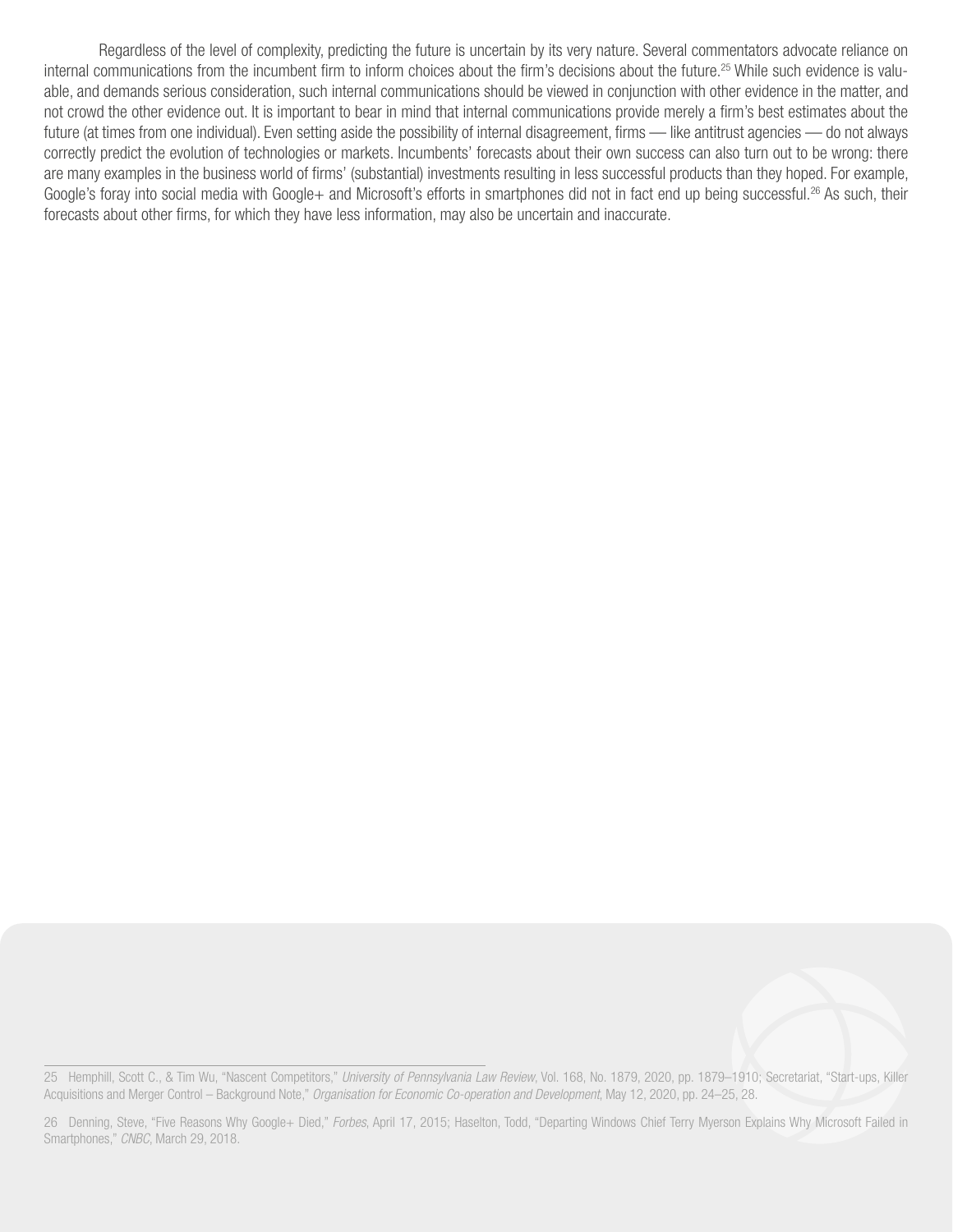Regardless of the level of complexity, predicting the future is uncertain by its very nature. Several commentators advocate reliance on internal communications from the incumbent firm to inform choices about the firm's decisions about the future.[25] While such evidence is valuable, and demands serious consideration, such internal communications should be viewed in conjunction with other evidence in the matter, and not crowd the other evidence out. It is important to bear in mind that internal communications provide merely a firm's best estimates about the future (at times from one individual). Even setting aside the possibility of internal disagreement, firms — like antitrust agencies — do not always correctly predict the evolution of technologies or markets. Incumbents' forecasts about their own success can also turn out to be wrong: there are many examples in the business world of firms' (substantial) investments resulting in less successful products than they hoped. For example, Google's foray into social media with Google+ and Microsoft's efforts in smartphones did not in fact end up being successful.[26] As such, their forecasts about other firms, for which they have less information, may also be uncertain and inaccurate.

---

25 Hemphill, Scott C., & Tim Wu, "Nascent Competitors," *University of Pennsylvania Law Review*, Vol. 168, No. 1879, 2020, pp. 1879–1910; Secretariat, "Start-ups, Killer Acquisitions and Merger Control – Background Note," *Organisation for Economic Co-operation and Development*, May 12, 2020, pp. 24–25, 28.

26 Denning, Steve, "Five Reasons Why Google+ Died," *Forbes*, April 17, 2015; Haselton, Todd, "Departing Windows Chief Terry Myerson Explains Why Microsoft Failed in Smartphones," *CNBC*, March 29, 2018.